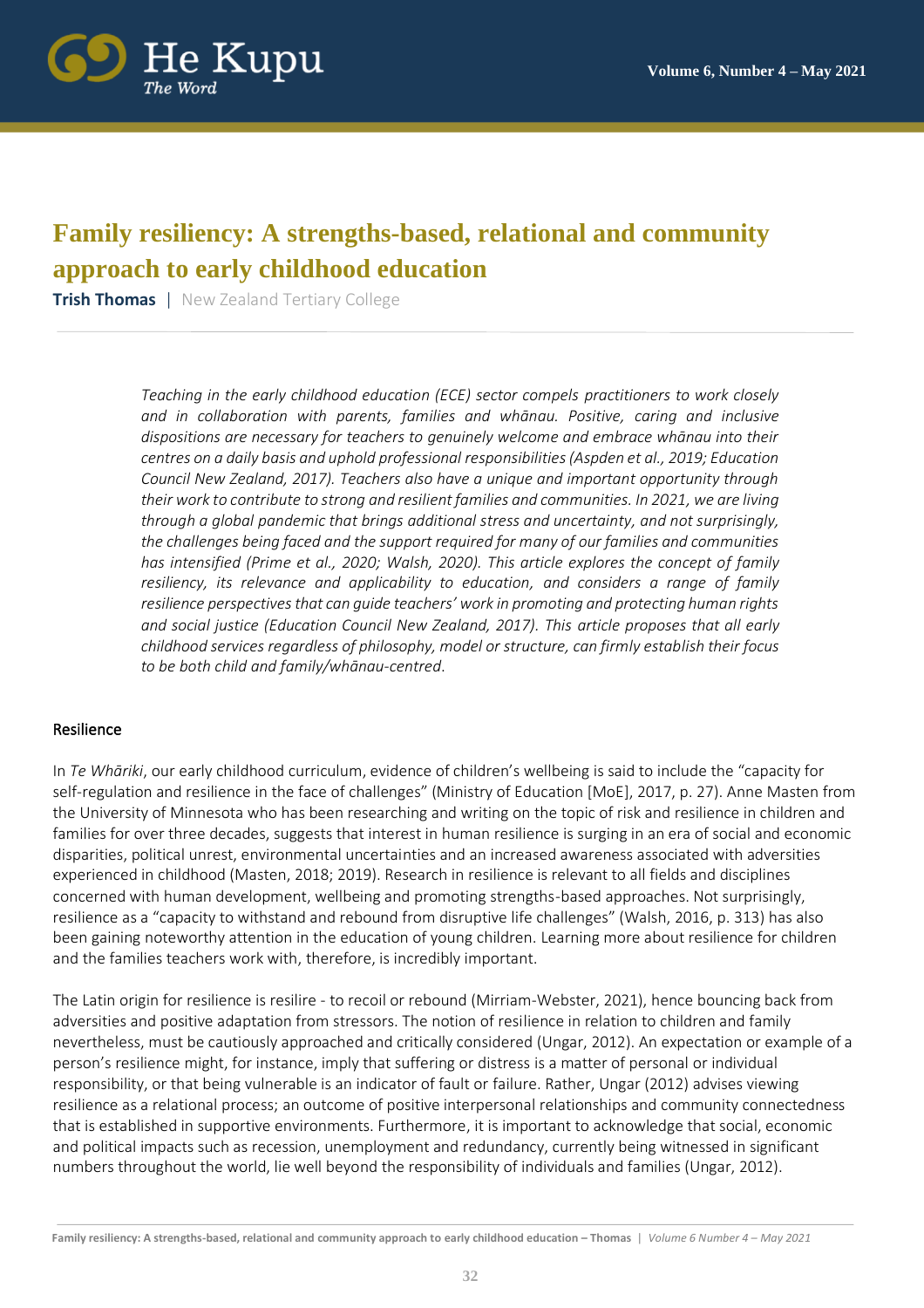# Family resiliency: A strengths-based, relational and community approach to early childhood education

**Trish Thomas** | New Zealand Tertiary College

*Teaching in the early childhood education (ECE) sector compels practitioners to work closely and in collaboration with parents, families and whānau. Positive, caring and inclusive dispositions are necessary for teachers to genuinely welcome and embrace whānau into their centres on a daily basis and uphold professional responsibilities (Aspden et al., 2019; Education Council New Zealand, 2017). Teachers also have a unique and important opportunity through their work to contribute to strong and resilient families and communities. In 2021, we are living through a global pandemic that brings additional stress and uncertainty, and not surprisingly, the challenges being faced and the support required for many of our families and communities has intensified (Prime et al., 2020; Walsh, 2020). This article explores the concept of family resiliency, its relevance and applicability to education, and considers a range of family resilience perspectives that can guide teachers' work in promoting and protecting human rights and social justice (Education Council New Zealand, 2017). This article proposes that all early childhood services regardless of philosophy, model or structure, can firmly establish their focus to be both child and family/whānau-centred.*

## Resilience

In *Te Whāriki*, our early childhood curriculum, evidence of children's wellbeing is said to include the "capacity for self-regulation and resilience in the face of challenges" (Ministry of Education [MoE], 2017, p. 27). Anne Masten from the University of Minnesota who has been researching and writing on the topic of risk and resilience in children and families for over three decades, suggests that interest in human resilience is surging in an era of social and economic disparities, political unrest, environmental uncertainties and an increased awareness associated with adversities experienced in childhood (Masten, 2018; 2019). Research in resilience is relevant to all fields and disciplines concerned with human development, wellbeing and promoting strengths-based approaches. Not surprisingly, resilience as a "capacity to withstand and rebound from disruptive life challenges" (Walsh, 2016, p. 313) has also been gaining noteworthy attention in the education of young children. Learning more about resilience for children and the families teachers work with, therefore, is incredibly important.

The Latin origin for resilience is resilire - to recoil or rebound (Mirriam-Webster, 2021), hence bouncing back from adversities and positive adaptation from stressors. The notion of resilience in relation to children and family nevertheless, must be cautiously approached and critically considered (Ungar, 2012). An expectation or example of a person's resilience might, for instance, imply that suffering or distress is a matter of personal or individual responsibility, or that being vulnerable is an indicator of fault or failure. Rather, Ungar (2012) advises viewing resilience as a relational process; an outcome of positive interpersonal relationships and community connectedness that is established in supportive environments. Furthermore, it is important to acknowledge that social, economic and political impacts such as recession, unemployment and redundancy, currently being witnessed in significant numbers throughout the world, lie well beyond the responsibility of individuals and families (Ungar, 2012).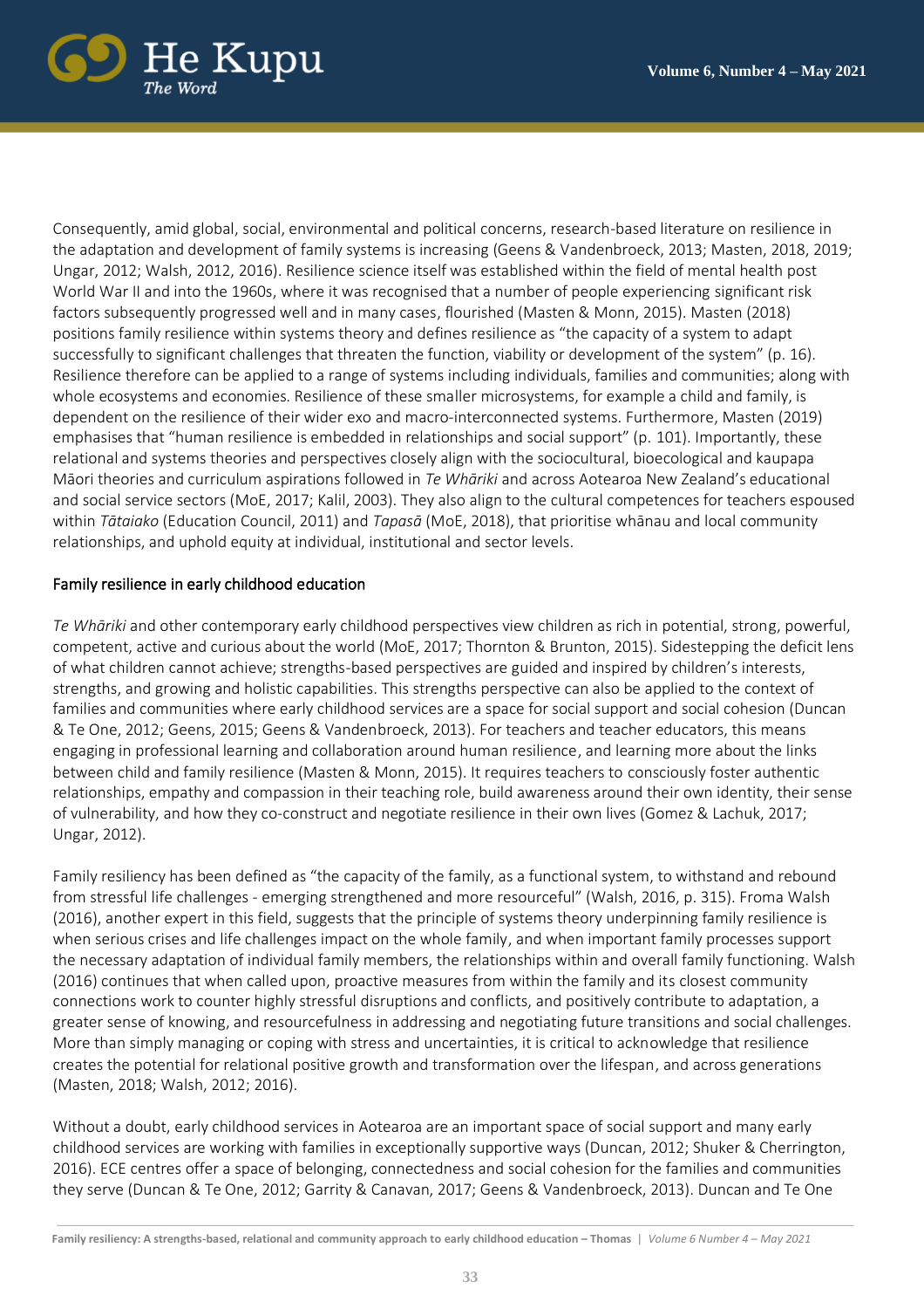Consequently, amid global, social, environmental and political concerns, research-based literature on resilience in the adaptation and development of family systems is increasing (Geens & Vandenbroeck, 2013; Masten, 2018, 2019; Ungar, 2012; Walsh, 2012, 2016). Resilience science itself was established within the field of mental health post World War II and into the 1960s, where it was recognised that a number of people experiencing significant risk factors subsequently progressed well and in many cases, flourished (Masten & Monn, 2015). Masten (2018) positions family resilience within systems theory and defines resilience as "the capacity of a system to adapt successfully to significant challenges that threaten the function, viability or development of the system" (p. 16). Resilience therefore can be applied to a range of systems including individuals, families and communities; along with whole ecosystems and economies. Resilience of these smaller microsystems, for example a child and family, is dependent on the resilience of their wider exo and macro-interconnected systems. Furthermore, Masten (2019) emphasises that "human resilience is embedded in relationships and social support" (p. 101). Importantly, these relational and systems theories and perspectives closely align with the sociocultural, bioecological and kaupapa Māori theories and curriculum aspirations followed in *Te Whāriki* and across Aotearoa New Zealand's educational and social service sectors (MoE, 2017; Kalil, 2003). They also align to the cultural competences for teachers espoused within *Tātaiako* (Education Council, 2011) and *Tapasā* (MoE, 2018), that prioritise whānau and local community relationships, and uphold equity at individual, institutional and sector levels.

## Family resilience in early childhood education

*Te Whāriki* and other contemporary early childhood perspectives view children as rich in potential, strong, powerful, competent, active and curious about the world (MoE, 2017; Thornton & Brunton, 2015). Sidestepping the deficit lens of what children cannot achieve; strengths-based perspectives are guided and inspired by children's interests, strengths, and growing and holistic capabilities. This strengths perspective can also be applied to the context of families and communities where early childhood services are a space for social support and social cohesion (Duncan & Te One, 2012; Geens, 2015; Geens & Vandenbroeck, 2013). For teachers and teacher educators, this means engaging in professional learning and collaboration around human resilience, and learning more about the links between child and family resilience (Masten & Monn, 2015). It requires teachers to consciously foster authentic relationships, empathy and compassion in their teaching role, build awareness around their own identity, their sense of vulnerability, and how they co-construct and negotiate resilience in their own lives (Gomez & Lachuk, 2017; Ungar, 2012).

Family resiliency has been defined as "the capacity of the family, as a functional system, to withstand and rebound from stressful life challenges - emerging strengthened and more resourceful" (Walsh, 2016, p. 315). Froma Walsh (2016), another expert in this field, suggests that the principle of systems theory underpinning family resilience is when serious crises and life challenges impact on the whole family, and when important family processes support the necessary adaptation of individual family members, the relationships within and overall family functioning. Walsh (2016) continues that when called upon, proactive measures from within the family and its closest community connections work to counter highly stressful disruptions and conflicts, and positively contribute to adaptation, a greater sense of knowing, and resourcefulness in addressing and negotiating future transitions and social challenges. More than simply managing or coping with stress and uncertainties, it is critical to acknowledge that resilience creates the potential for relational positive growth and transformation over the lifespan, and across generations (Masten, 2018; Walsh, 2012; 2016).

Without a doubt, early childhood services in Aotearoa are an important space of social support and many early childhood services are working with families in exceptionally supportive ways (Duncan, 2012; Shuker & Cherrington, 2016). ECE centres offer a space of belonging, connectedness and social cohesion for the families and communities they serve (Duncan & Te One, 2012; Garrity & Canavan, 2017; Geens & Vandenbroeck, 2013). Duncan and Te One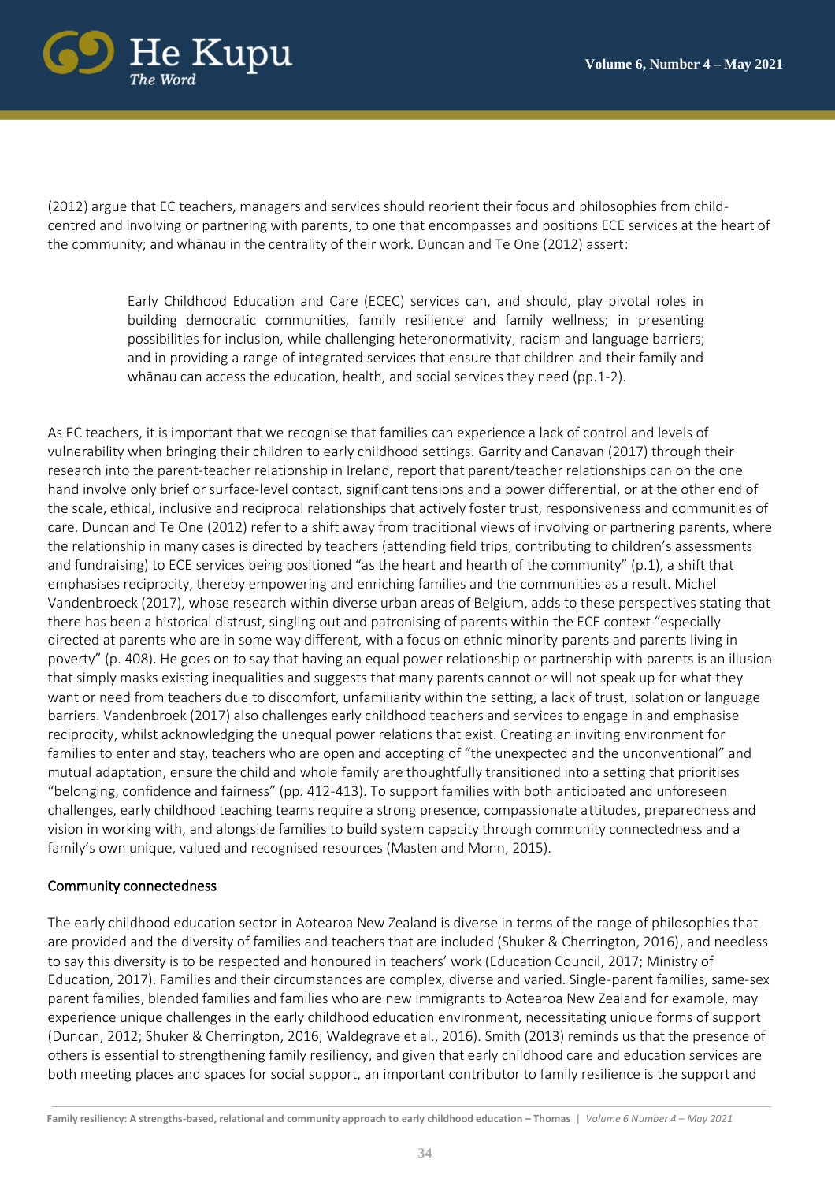(2012) argue that EC teachers, managers and services should reorient their focus and philosophies from child-centred and involving or partnering with parents, to one that encompasses and positions ECE services at the heart of the community; and whānau in the centrality of their work. Duncan and Te One (2012) assert:

> Early Childhood Education and Care (ECEC) services can, and should, play pivotal roles in building democratic communities, family resilience and family wellness; in presenting possibilities for inclusion, while challenging heteronormativity, racism and language barriers; and in providing a range of integrated services that ensure that children and their family and whānau can access the education, health, and social services they need (pp.1-2).

As EC teachers, it is important that we recognise that families can experience a lack of control and levels of vulnerability when bringing their children to early childhood settings. Garrity and Canavan (2017) through their research into the parent-teacher relationship in Ireland, report that parent/teacher relationships can on the one hand involve only brief or surface-level contact, significant tensions and a power differential, or at the other end of the scale, ethical, inclusive and reciprocal relationships that actively foster trust, responsiveness and communities of care. Duncan and Te One (2012) refer to a shift away from traditional views of involving or partnering parents, where the relationship in many cases is directed by teachers (attending field trips, contributing to children's assessments and fundraising) to ECE services being positioned "as the heart and hearth of the community" (p.1), a shift that emphasises reciprocity, thereby empowering and enriching families and the communities as a result. Michel Vandenbroeck (2017), whose research within diverse urban areas of Belgium, adds to these perspectives stating that there has been a historical distrust, singling out and patronising of parents within the ECE context "especially directed at parents who are in some way different, with a focus on ethnic minority parents and parents living in poverty" (p. 408). He goes on to say that having an equal power relationship or partnership with parents is an illusion that simply masks existing inequalities and suggests that many parents cannot or will not speak up for what they want or need from teachers due to discomfort, unfamiliarity within the setting, a lack of trust, isolation or language barriers. Vandenbroek (2017) also challenges early childhood teachers and services to engage in and emphasise reciprocity, whilst acknowledging the unequal power relations that exist. Creating an inviting environment for families to enter and stay, teachers who are open and accepting of "the unexpected and the unconventional" and mutual adaptation, ensure the child and whole family are thoughtfully transitioned into a setting that prioritises "belonging, confidence and fairness" (pp. 412-413). To support families with both anticipated and unforeseen challenges, early childhood teaching teams require a strong presence, compassionate attitudes, preparedness and vision in working with, and alongside families to build system capacity through community connectedness and a family's own unique, valued and recognised resources (Masten and Monn, 2015).

## Community connectedness

The early childhood education sector in Aotearoa New Zealand is diverse in terms of the range of philosophies that are provided and the diversity of families and teachers that are included (Shuker & Cherrington, 2016), and needless to say this diversity is to be respected and honoured in teachers' work (Education Council, 2017; Ministry of Education, 2017). Families and their circumstances are complex, diverse and varied. Single-parent families, same-sex parent families, blended families and families who are new immigrants to Aotearoa New Zealand for example, may experience unique challenges in the early childhood education environment, necessitating unique forms of support (Duncan, 2012; Shuker & Cherrington, 2016; Waldegrave et al., 2016). Smith (2013) reminds us that the presence of others is essential to strengthening family resiliency, and given that early childhood care and education services are both meeting places and spaces for social support, an important contributor to family resilience is the support and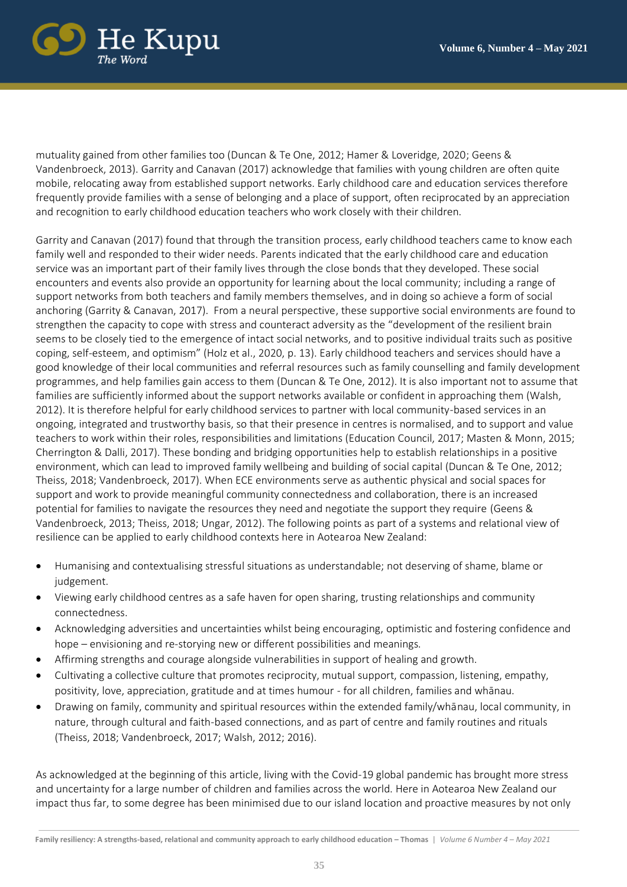mutuality gained from other families too (Duncan & Te One, 2012; Hamer & Loveridge, 2020; Geens & Vandenbroeck, 2013). Garrity and Canavan (2017) acknowledge that families with young children are often quite mobile, relocating away from established support networks. Early childhood care and education services therefore frequently provide families with a sense of belonging and a place of support, often reciprocated by an appreciation and recognition to early childhood education teachers who work closely with their children.

Garrity and Canavan (2017) found that through the transition process, early childhood teachers came to know each family well and responded to their wider needs. Parents indicated that the early childhood care and education service was an important part of their family lives through the close bonds that they developed. These social encounters and events also provide an opportunity for learning about the local community; including a range of support networks from both teachers and family members themselves, and in doing so achieve a form of social anchoring (Garrity & Canavan, 2017). From a neural perspective, these supportive social environments are found to strengthen the capacity to cope with stress and counteract adversity as the "development of the resilient brain seems to be closely tied to the emergence of intact social networks, and to positive individual traits such as positive coping, self-esteem, and optimism" (Holz et al., 2020, p. 13). Early childhood teachers and services should have a good knowledge of their local communities and referral resources such as family counselling and family development programmes, and help families gain access to them (Duncan & Te One, 2012). It is also important not to assume that families are sufficiently informed about the support networks available or confident in approaching them (Walsh, 2012). It is therefore helpful for early childhood services to partner with local community-based services in an ongoing, integrated and trustworthy basis, so that their presence in centres is normalised, and to support and value teachers to work within their roles, responsibilities and limitations (Education Council, 2017; Masten & Monn, 2015; Cherrington & Dalli, 2017). These bonding and bridging opportunities help to establish relationships in a positive environment, which can lead to improved family wellbeing and building of social capital (Duncan & Te One, 2012; Theiss, 2018; Vandenbroeck, 2017). When ECE environments serve as authentic physical and social spaces for support and work to provide meaningful community connectedness and collaboration, there is an increased potential for families to navigate the resources they need and negotiate the support they require (Geens & Vandenbroeck, 2013; Theiss, 2018; Ungar, 2012). The following points as part of a systems and relational view of resilience can be applied to early childhood contexts here in Aotearoa New Zealand:

- Humanising and contextualising stressful situations as understandable; not deserving of shame, blame or judgement.
- Viewing early childhood centres as a safe haven for open sharing, trusting relationships and community connectedness.
- Acknowledging adversities and uncertainties whilst being encouraging, optimistic and fostering confidence and hope – envisioning and re-storying new or different possibilities and meanings.
- Affirming strengths and courage alongside vulnerabilities in support of healing and growth.
- Cultivating a collective culture that promotes reciprocity, mutual support, compassion, listening, empathy, positivity, love, appreciation, gratitude and at times humour - for all children, families and whānau.
- Drawing on family, community and spiritual resources within the extended family/whānau, local community, in nature, through cultural and faith-based connections, and as part of centre and family routines and rituals (Theiss, 2018; Vandenbroeck, 2017; Walsh, 2012; 2016).

As acknowledged at the beginning of this article, living with the Covid-19 global pandemic has brought more stress and uncertainty for a large number of children and families across the world. Here in Aotearoa New Zealand our impact thus far, to some degree has been minimised due to our island location and proactive measures by not only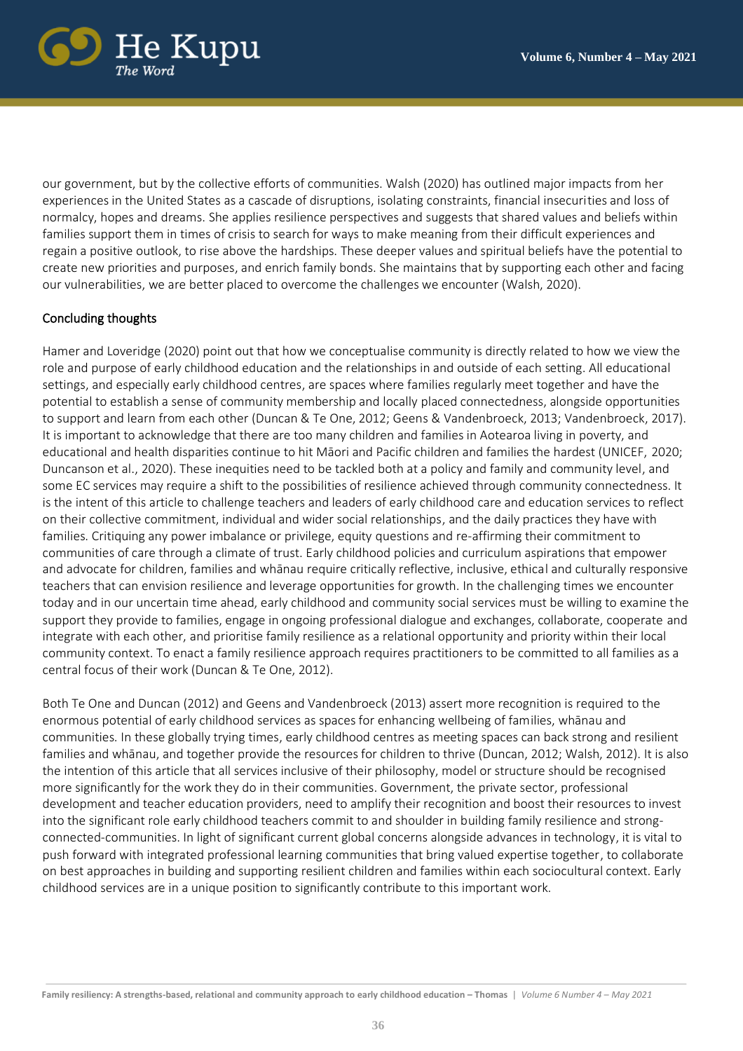our government, but by the collective efforts of communities. Walsh (2020) has outlined major impacts from her experiences in the United States as a cascade of disruptions, isolating constraints, financial insecurities and loss of normalcy, hopes and dreams. She applies resilience perspectives and suggests that shared values and beliefs within families support them in times of crisis to search for ways to make meaning from their difficult experiences and regain a positive outlook, to rise above the hardships. These deeper values and spiritual beliefs have the potential to create new priorities and purposes, and enrich family bonds. She maintains that by supporting each other and facing our vulnerabilities, we are better placed to overcome the challenges we encounter (Walsh, 2020).

## Concluding thoughts

Hamer and Loveridge (2020) point out that how we conceptualise community is directly related to how we view the role and purpose of early childhood education and the relationships in and outside of each setting. All educational settings, and especially early childhood centres, are spaces where families regularly meet together and have the potential to establish a sense of community membership and locally placed connectedness, alongside opportunities to support and learn from each other (Duncan & Te One, 2012; Geens & Vandenbroeck, 2013; Vandenbroeck, 2017). It is important to acknowledge that there are too many children and families in Aotearoa living in poverty, and educational and health disparities continue to hit Māori and Pacific children and families the hardest (UNICEF, 2020; Duncanson et al., 2020). These inequities need to be tackled both at a policy and family and community level, and some EC services may require a shift to the possibilities of resilience achieved through community connectedness. It is the intent of this article to challenge teachers and leaders of early childhood care and education services to reflect on their collective commitment, individual and wider social relationships, and the daily practices they have with families. Critiquing any power imbalance or privilege, equity questions and re-affirming their commitment to communities of care through a climate of trust. Early childhood policies and curriculum aspirations that empower and advocate for children, families and whānau require critically reflective, inclusive, ethical and culturally responsive teachers that can envision resilience and leverage opportunities for growth. In the challenging times we encounter today and in our uncertain time ahead, early childhood and community social services must be willing to examine the support they provide to families, engage in ongoing professional dialogue and exchanges, collaborate, cooperate and integrate with each other, and prioritise family resilience as a relational opportunity and priority within their local community context. To enact a family resilience approach requires practitioners to be committed to all families as a central focus of their work (Duncan & Te One, 2012).

Both Te One and Duncan (2012) and Geens and Vandenbroeck (2013) assert more recognition is required to the enormous potential of early childhood services as spaces for enhancing wellbeing of families, whānau and communities. In these globally trying times, early childhood centres as meeting spaces can back strong and resilient families and whānau, and together provide the resources for children to thrive (Duncan, 2012; Walsh, 2012). It is also the intention of this article that all services inclusive of their philosophy, model or structure should be recognised more significantly for the work they do in their communities. Government, the private sector, professional development and teacher education providers, need to amplify their recognition and boost their resources to invest into the significant role early childhood teachers commit to and shoulder in building family resilience and strong-connected-communities. In light of significant current global concerns alongside advances in technology, it is vital to push forward with integrated professional learning communities that bring valued expertise together, to collaborate on best approaches in building and supporting resilient children and families within each sociocultural context. Early childhood services are in a unique position to significantly contribute to this important work.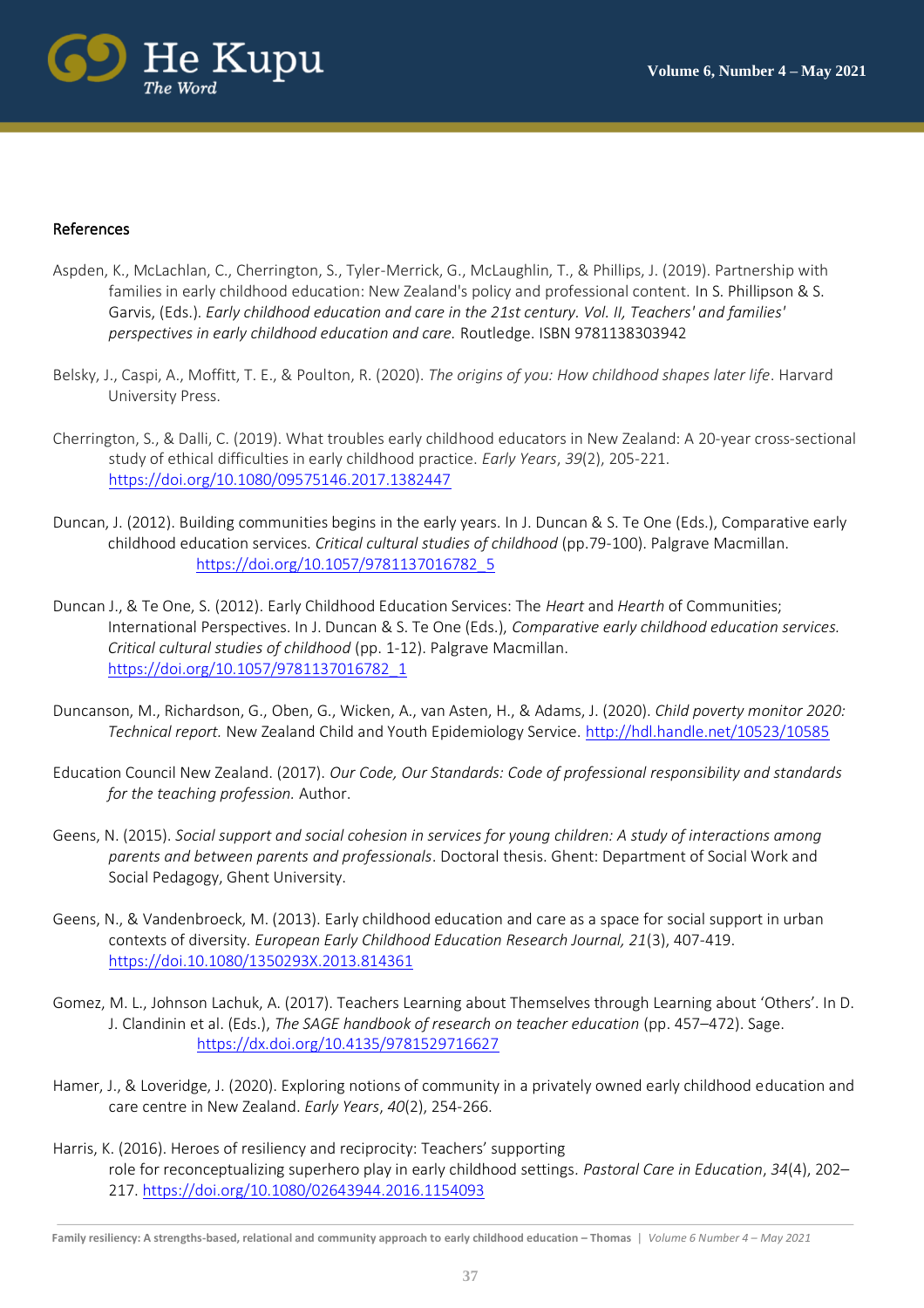## References

Aspden, K., McLachlan, C., Cherrington, S., Tyler-Merrick, G., McLaughlin, T., & Phillips, J. (2019). Partnership with families in early childhood education: New Zealand's policy and professional content. In S. Phillipson & S. Garvis, (Eds.). *Early childhood education and care in the 21st century. Vol. II, Teachers' and families' perspectives in early childhood education and care.* Routledge. ISBN 9781138303942

Belsky, J., Caspi, A., Moffitt, T. E., & Poulton, R. (2020). *The origins of you: How childhood shapes later life*. Harvard University Press.

Cherrington, S., & Dalli, C. (2019). What troubles early childhood educators in New Zealand: A 20-year cross-sectional study of ethical difficulties in early childhood practice. *Early Years*, *39*(2), 205-221. https://doi.org/10.1080/09575146.2017.1382447

Duncan, J. (2012). Building communities begins in the early years. In J. Duncan & S. Te One (Eds.), Comparative early childhood education services. *Critical cultural studies of childhood* (pp.79-100). Palgrave Macmillan. https://doi.org/10.1057/9781137016782_5

Duncan J., & Te One, S. (2012). Early Childhood Education Services: The *Heart* and *Hearth* of Communities; International Perspectives. In J. Duncan & S. Te One (Eds.), *Comparative early childhood education services. Critical cultural studies of childhood* (pp. 1-12). Palgrave Macmillan. https://doi.org/10.1057/9781137016782_1

Duncanson, M., Richardson, G., Oben, G., Wicken, A., van Asten, H., & Adams, J. (2020). *Child poverty monitor 2020: Technical report.* New Zealand Child and Youth Epidemiology Service. http://hdl.handle.net/10523/10585

Education Council New Zealand. (2017). *Our Code, Our Standards: Code of professional responsibility and standards for the teaching profession.* Author.

Geens, N. (2015). *Social support and social cohesion in services for young children: A study of interactions among parents and between parents and professionals*. Doctoral thesis. Ghent: Department of Social Work and Social Pedagogy, Ghent University.

Geens, N., & Vandenbroeck, M. (2013). Early childhood education and care as a space for social support in urban contexts of diversity. *European Early Childhood Education Research Journal, 21*(3), 407-419. https://doi.10.1080/1350293X.2013.814361

Gomez, M. L., Johnson Lachuk, A. (2017). Teachers Learning about Themselves through Learning about 'Others'. In D. J. Clandinin et al. (Eds.), *The SAGE handbook of research on teacher education* (pp. 457–472). Sage. https://dx.doi.org/10.4135/9781529716627

Hamer, J., & Loveridge, J. (2020). Exploring notions of community in a privately owned early childhood education and care centre in New Zealand. *Early Years*, *40*(2), 254-266.

Harris, K. (2016). Heroes of resiliency and reciprocity: Teachers' supporting role for reconceptualizing superhero play in early childhood settings. *Pastoral Care in Education*, *34*(4), 202–217. https://doi.org/10.1080/02643944.2016.1154093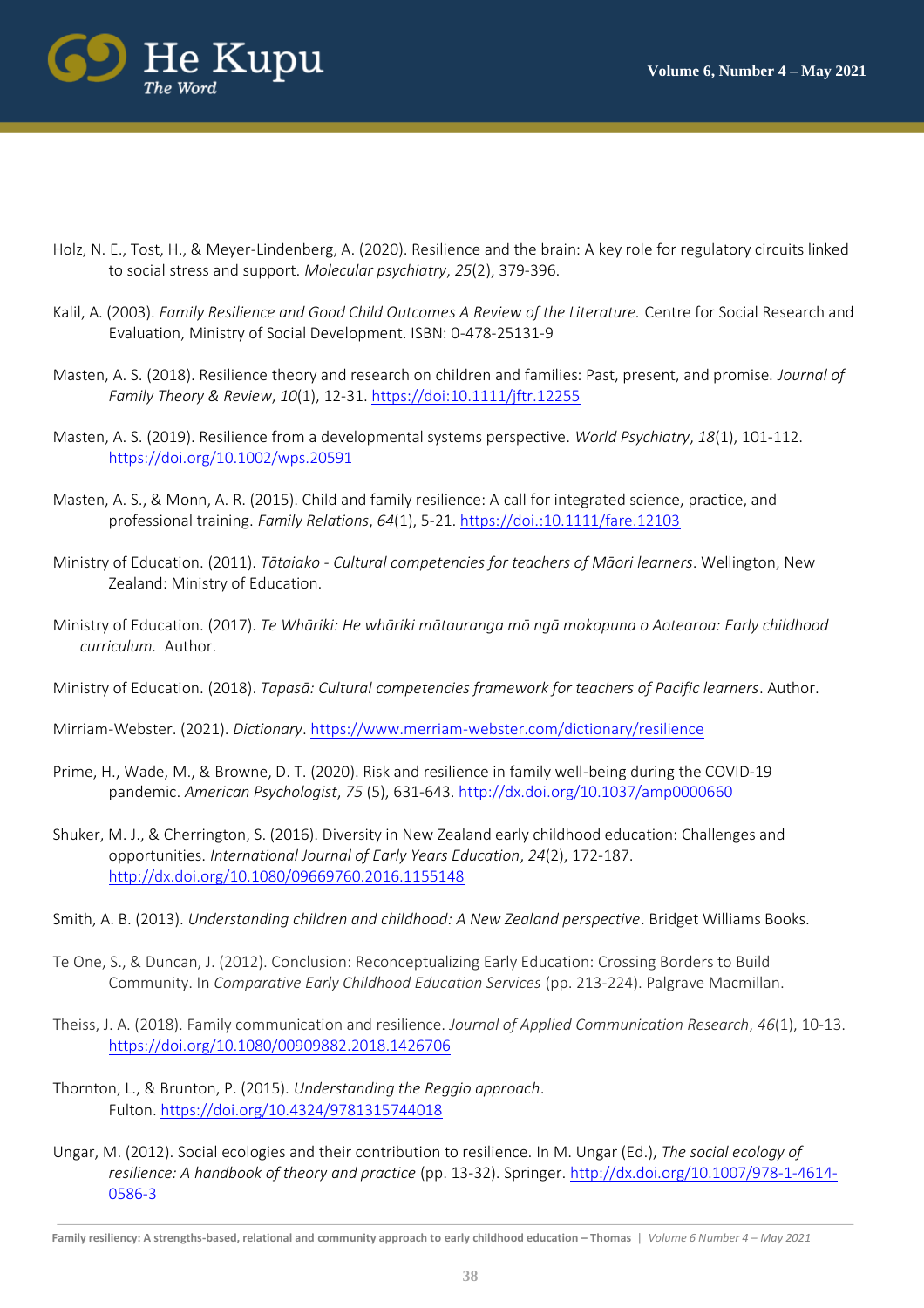Holz, N. E., Tost, H., & Meyer-Lindenberg, A. (2020). Resilience and the brain: A key role for regulatory circuits linked to social stress and support. *Molecular psychiatry*, *25*(2), 379-396.

Kalil, A. (2003). *Family Resilience and Good Child Outcomes A Review of the Literature.* Centre for Social Research and Evaluation, Ministry of Social Development. ISBN: 0-478-25131-9

Masten, A. S. (2018). Resilience theory and research on children and families: Past, present, and promise. *Journal of Family Theory & Review*, *10*(1), 12-31. https://doi:10.1111/jftr.12255

Masten, A. S. (2019). Resilience from a developmental systems perspective. *World Psychiatry*, *18*(1), 101-112. https://doi.org/10.1002/wps.20591

Masten, A. S., & Monn, A. R. (2015). Child and family resilience: A call for integrated science, practice, and professional training. *Family Relations*, *64*(1), 5-21. https://doi.:10.1111/fare.12103

Ministry of Education. (2011). *Tātaiako - Cultural competencies for teachers of Māori learners*. Wellington, New Zealand: Ministry of Education.

Ministry of Education. (2017). *Te Whāriki: He whāriki mātauranga mō ngā mokopuna o Aotearoa: Early childhood curriculum.* Author.

Ministry of Education. (2018). *Tapasā: Cultural competencies framework for teachers of Pacific learners*. Author.

Mirriam-Webster. (2021). *Dictionary*. https://www.merriam-webster.com/dictionary/resilience

Prime, H., Wade, M., & Browne, D. T. (2020). Risk and resilience in family well-being during the COVID-19 pandemic. *American Psychologist*, *75* (5), 631-643. http://dx.doi.org/10.1037/amp0000660

Shuker, M. J., & Cherrington, S. (2016). Diversity in New Zealand early childhood education: Challenges and opportunities. *International Journal of Early Years Education*, *24*(2), 172-187. http://dx.doi.org/10.1080/09669760.2016.1155148

Smith, A. B. (2013). *Understanding children and childhood: A New Zealand perspective*. Bridget Williams Books.

Te One, S., & Duncan, J. (2012). Conclusion: Reconceptualizing Early Education: Crossing Borders to Build Community. In *Comparative Early Childhood Education Services* (pp. 213-224). Palgrave Macmillan.

Theiss, J. A. (2018). Family communication and resilience. *Journal of Applied Communication Research*, *46*(1), 10-13. https://doi.org/10.1080/00909882.2018.1426706

Thornton, L., & Brunton, P. (2015). *Understanding the Reggio approach*. Fulton. https://doi.org/10.4324/9781315744018

Ungar, M. (2012). Social ecologies and their contribution to resilience. In M. Ungar (Ed.), *The social ecology of resilience: A handbook of theory and practice* (pp. 13-32). Springer. http://dx.doi.org/10.1007/978-1-4614-0586-3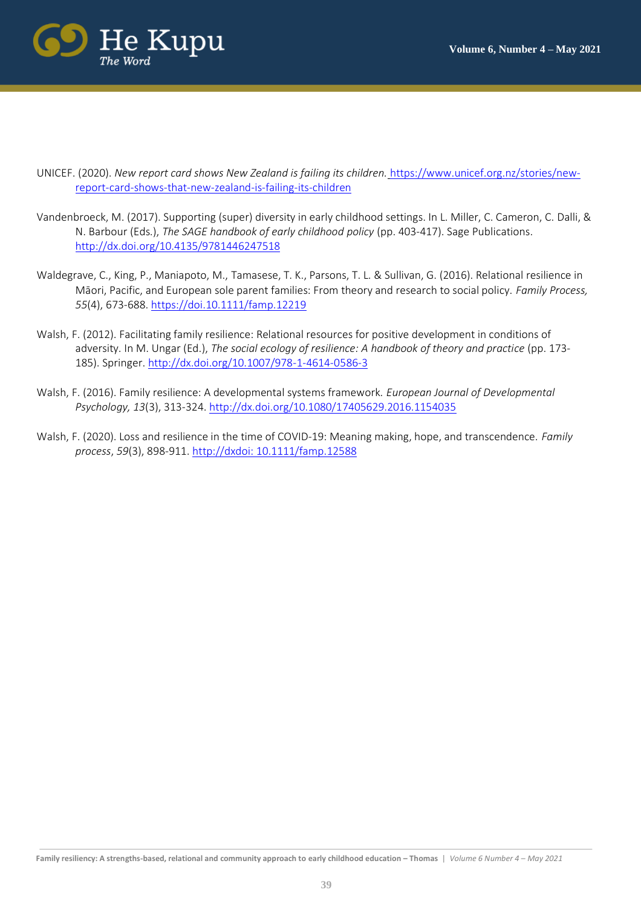UNICEF. (2020). *New report card shows New Zealand is failing its children.* https://www.unicef.org.nz/stories/new-report-card-shows-that-new-zealand-is-failing-its-children

Vandenbroeck, M. (2017). Supporting (super) diversity in early childhood settings. In L. Miller, C. Cameron, C. Dalli, & N. Barbour (Eds.), *The SAGE handbook of early childhood policy* (pp. 403-417). Sage Publications. http://dx.doi.org/10.4135/9781446247518

Waldegrave, C., King, P., Maniapoto, M., Tamasese, T. K., Parsons, T. L. & Sullivan, G. (2016). Relational resilience in Māori, Pacific, and European sole parent families: From theory and research to social policy. *Family Process, 55*(4), 673-688. https://doi.10.1111/famp.12219

Walsh, F. (2012). Facilitating family resilience: Relational resources for positive development in conditions of adversity. In M. Ungar (Ed.), *The social ecology of resilience: A handbook of theory and practice* (pp. 173-185). Springer. http://dx.doi.org/10.1007/978-1-4614-0586-3

Walsh, F. (2016). Family resilience: A developmental systems framework. *European Journal of Developmental Psychology, 13*(3), 313-324. http://dx.doi.org/10.1080/17405629.2016.1154035

Walsh, F. (2020). Loss and resilience in the time of COVID-19: Meaning making, hope, and transcendence. *Family process*, *59*(3), 898-911. http://dxdoi: 10.1111/famp.12588